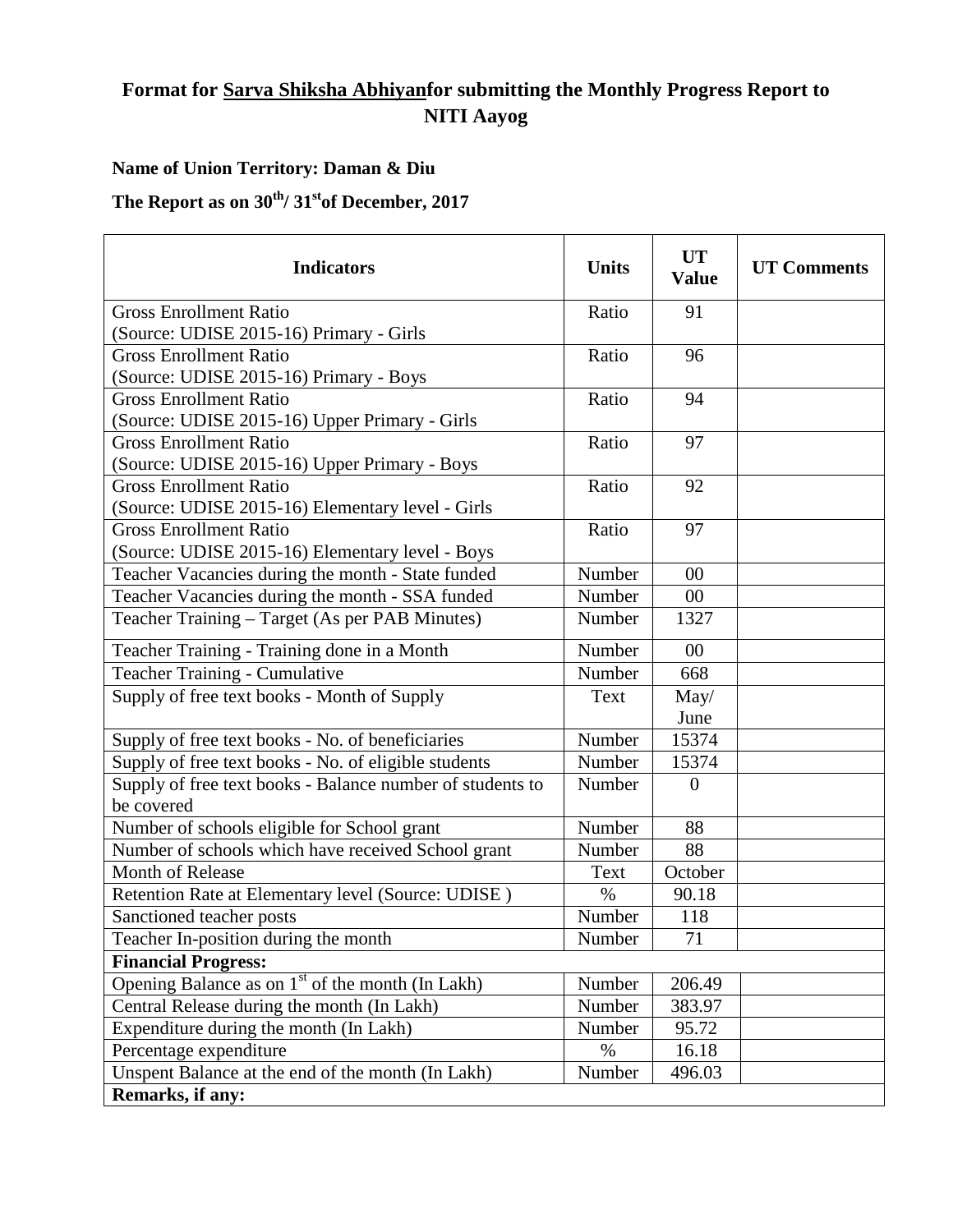# Format for Sarva Shiksha Abhiyanfor submitting the Monthly Progress Report to NITI Aayog

**Name of Union Territory: Daman & Diu**

**The Report as on 30th/ 31stof December, 2017**

| Indicators | Units | UT Value | UT Comments |
|---|---|---|---|
| Gross Enrollment Ratio (Source: UDISE 2015-16) Primary - Girls | Ratio | 91 | |
| Gross Enrollment Ratio (Source: UDISE 2015-16) Primary - Boys | Ratio | 96 | |
| Gross Enrollment Ratio (Source: UDISE 2015-16) Upper Primary - Girls | Ratio | 94 | |
| Gross Enrollment Ratio (Source: UDISE 2015-16) Upper Primary - Boys | Ratio | 97 | |
| Gross Enrollment Ratio (Source: UDISE 2015-16) Elementary level - Girls | Ratio | 92 | |
| Gross Enrollment Ratio (Source: UDISE 2015-16) Elementary level - Boys | Ratio | 97 | |
| Teacher Vacancies during the month - State funded | Number | 00 | |
| Teacher Vacancies during the month - SSA funded | Number | 00 | |
| Teacher Training – Target (As per PAB Minutes) | Number | 1327 | |
| Teacher Training - Training done in a Month | Number | 00 | |
| Teacher Training - Cumulative | Number | 668 | |
| Supply of free text books - Month of Supply | Text | May/ June | |
| Supply of free text books - No. of beneficiaries | Number | 15374 | |
| Supply of free text books - No. of eligible students | Number | 15374 | |
| Supply of free text books - Balance number of students to be covered | Number | 0 | |
| Number of schools eligible for School grant | Number | 88 | |
| Number of schools which have received School grant | Number | 88 | |
| Month of Release | Text | October | |
| Retention Rate at Elementary level (Source: UDISE ) | % | 90.18 | |
| Sanctioned teacher posts | Number | 118 | |
| Teacher In-position during the month | Number | 71 | |
| **Financial Progress:** | | | |
| Opening Balance as on 1st of the month (In Lakh) | Number | 206.49 | |
| Central Release during the month (In Lakh) | Number | 383.97 | |
| Expenditure during the month (In Lakh) | Number | 95.72 | |
| Percentage expenditure | % | 16.18 | |
| Unspent Balance at the end of the month (In Lakh) | Number | 496.03 | |
| **Remarks, if any:** | | | |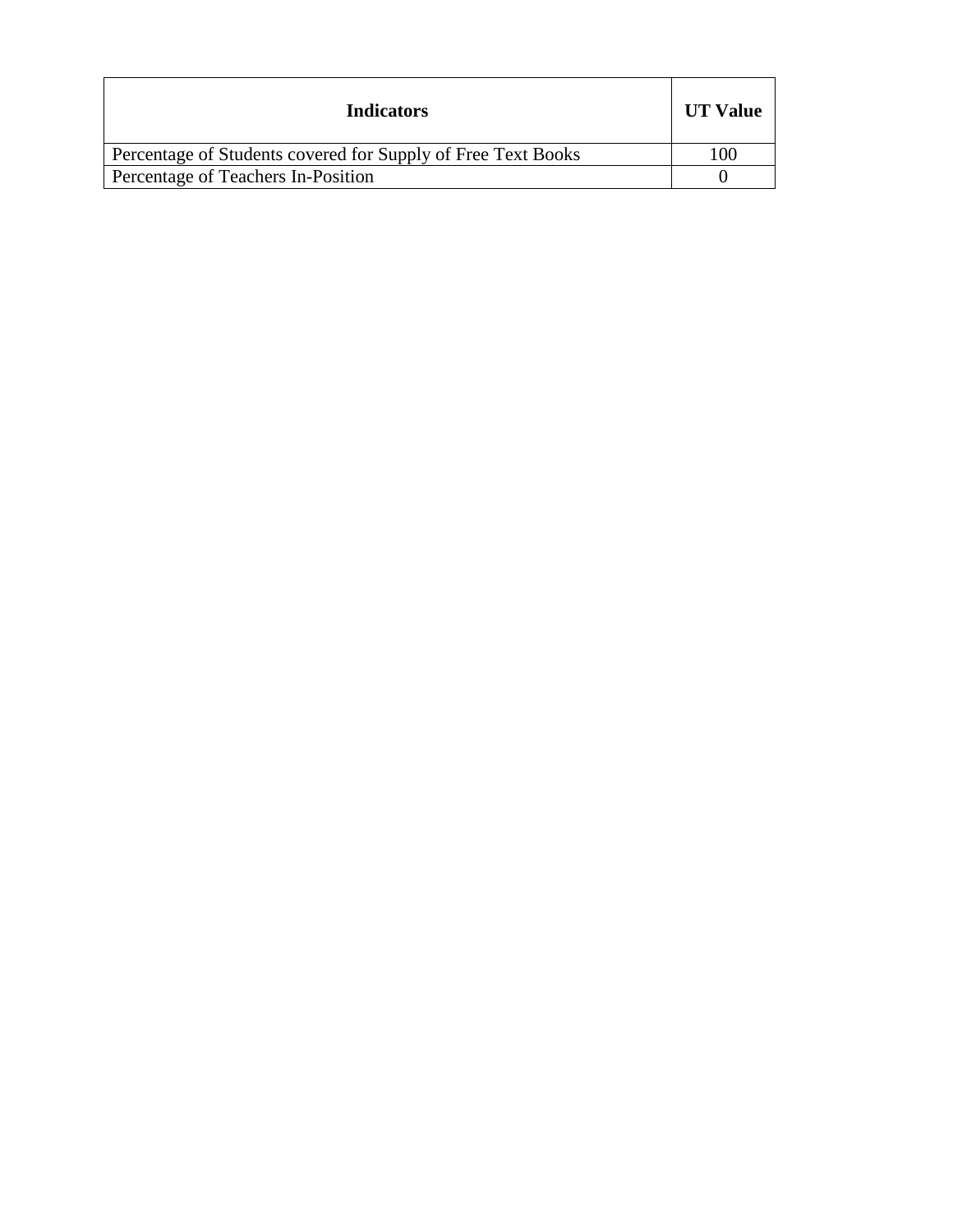| Indicators | UT Value |
|---|---|
| Percentage of Students covered for Supply of Free Text Books | 100 |
| Percentage of Teachers In-Position | 0 |